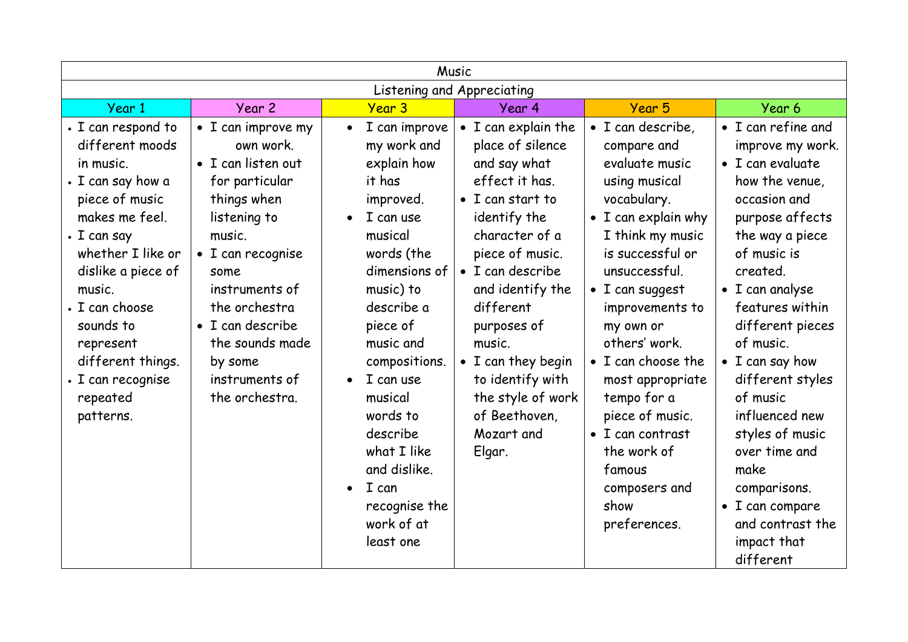| Music | | | | | |
|---|---|---|---|---|---|
| Listening and Appreciating | | | | | |
| Year 1 | Year 2 | Year 3 | Year 4 | Year 5 | Year 6 |
| • I can respond to different moods in music.<br>• I can say how a piece of music makes me feel.<br>• I can say whether I like or dislike a piece of music.<br>• I can choose sounds to represent different things.<br>• I can recognise repeated patterns. | • I can improve my own work.<br>• I can listen out for particular things when listening to music.<br>• I can recognise some instruments of the orchestra<br>• I can describe the sounds made by some instruments of the orchestra. | • I can improve my work and explain how it has improved.<br>• I can use musical words (the dimensions of music) to describe a piece of music and compositions.<br>• I can use musical words to describe what I like and dislike.<br>• I can recognise the work of at least one | • I can explain the place of silence and say what effect it has.<br>• I can start to identify the character of a piece of music.<br>• I can describe and identify the different purposes of music.<br>• I can they begin to identify with the style of work of Beethoven, Mozart and Elgar. | • I can describe, compare and evaluate music using musical vocabulary.<br>• I can explain why I think my music is successful or unsuccessful.<br>• I can suggest improvements to my own or others' work.<br>• I can choose the most appropriate tempo for a piece of music.<br>• I can contrast the work of famous composers and show preferences. | • I can refine and improve my work.<br>• I can evaluate how the venue, occasion and purpose affects the way a piece of music is created.<br>• I can analyse features within different pieces of music.<br>• I can say how different styles of music influenced new styles of music over time and make comparisons.<br>• I can compare and contrast the impact that different |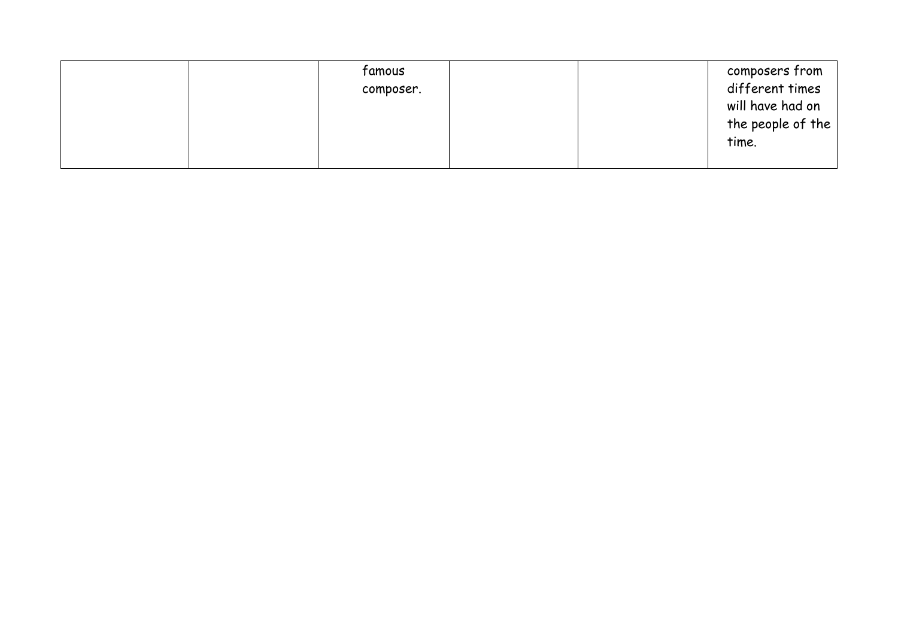| | | | | | |
|---|---|---|---|---|---|
| | | famous composer. | | | composers from different times will have had on the people of the time. |